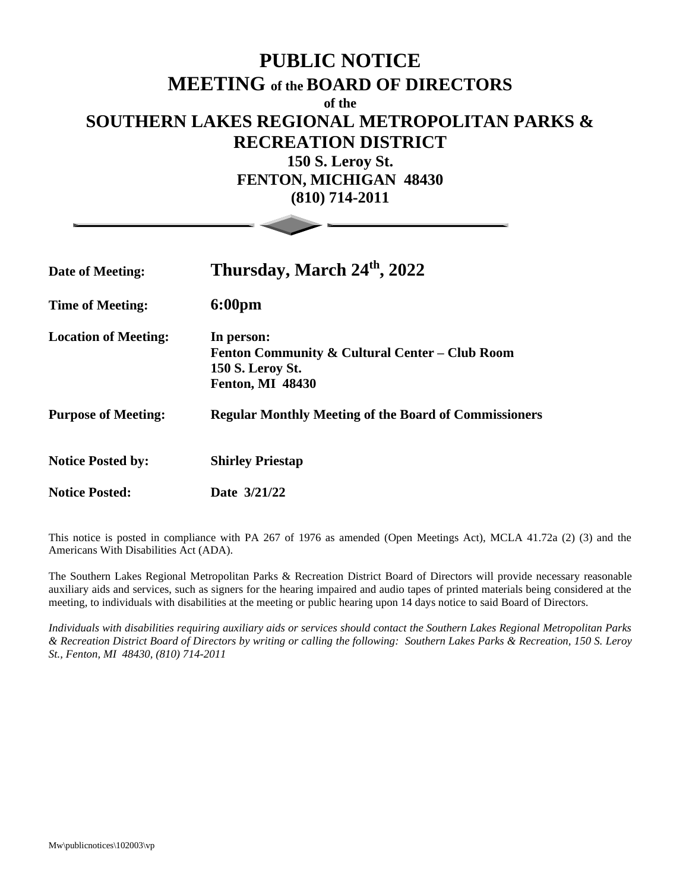# PUBLIC NOTICE

# MEETING of the BOARD OF DIRECTORS

**of the**

# SOUTHERN LAKES REGIONAL METROPOLITAN PARKS & RECREATION DISTRICT

**150 S. Leroy St.**
**FENTON, MICHIGAN 48430**
**(810) 714-2011**

| | |
|---|---|
| **Date of Meeting:** | **Thursday, March 24th, 2022** |
| **Time of Meeting:** | **6:00pm** |
| **Location of Meeting:** | **In person:** **Fenton Community & Cultural Center – Club Room** **150 S. Leroy St.** **Fenton, MI 48430** |
| **Purpose of Meeting:** | **Regular Monthly Meeting of the Board of Commissioners** |
| **Notice Posted by:** | **Shirley Priestap** |
| **Notice Posted:** | **Date 3/21/22** |

This notice is posted in compliance with PA 267 of 1976 as amended (Open Meetings Act), MCLA 41.72a (2) (3) and the Americans With Disabilities Act (ADA).

The Southern Lakes Regional Metropolitan Parks & Recreation District Board of Directors will provide necessary reasonable auxiliary aids and services, such as signers for the hearing impaired and audio tapes of printed materials being considered at the meeting, to individuals with disabilities at the meeting or public hearing upon 14 days notice to said Board of Directors.

*Individuals with disabilities requiring auxiliary aids or services should contact the Southern Lakes Regional Metropolitan Parks & Recreation District Board of Directors by writing or calling the following: Southern Lakes Parks & Recreation, 150 S. Leroy St., Fenton, MI 48430, (810) 714-2011*

Mw\publicnotices\102003\vp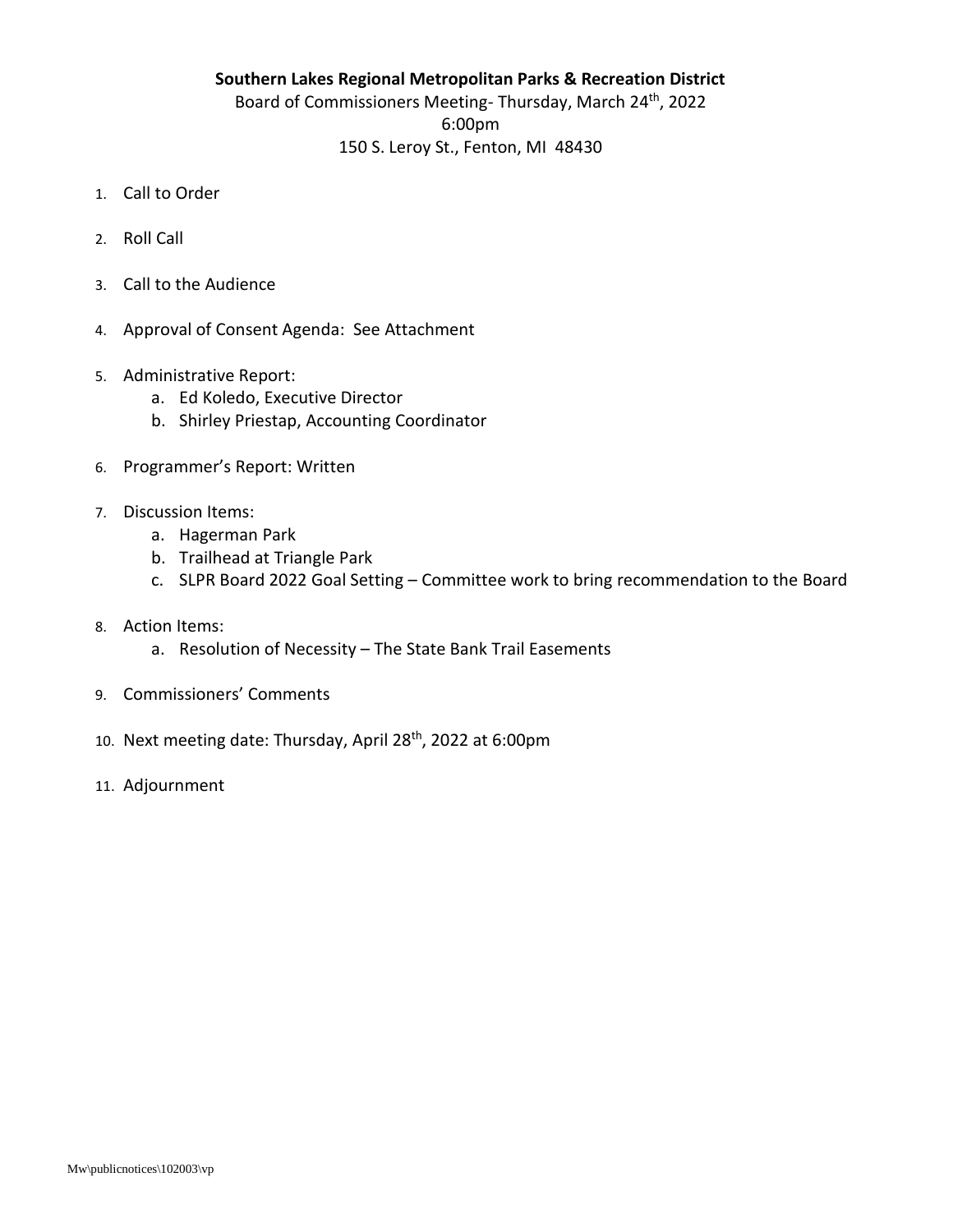**Southern Lakes Regional Metropolitan Parks & Recreation District**

Board of Commissioners Meeting- Thursday, March 24th, 2022

6:00pm

150 S. Leroy St., Fenton, MI 48430

1. Call to Order
2. Roll Call
3. Call to the Audience
4. Approval of Consent Agenda: See Attachment
5. Administrative Report:
    a. Ed Koledo, Executive Director
    b. Shirley Priestap, Accounting Coordinator
6. Programmer's Report: Written
7. Discussion Items:
    a. Hagerman Park
    b. Trailhead at Triangle Park
    c. SLPR Board 2022 Goal Setting – Committee work to bring recommendation to the Board
8. Action Items:
    a. Resolution of Necessity – The State Bank Trail Easements
9. Commissioners' Comments
10. Next meeting date: Thursday, April 28th, 2022 at 6:00pm
11. Adjournment

Mw\publicnotices\102003\vp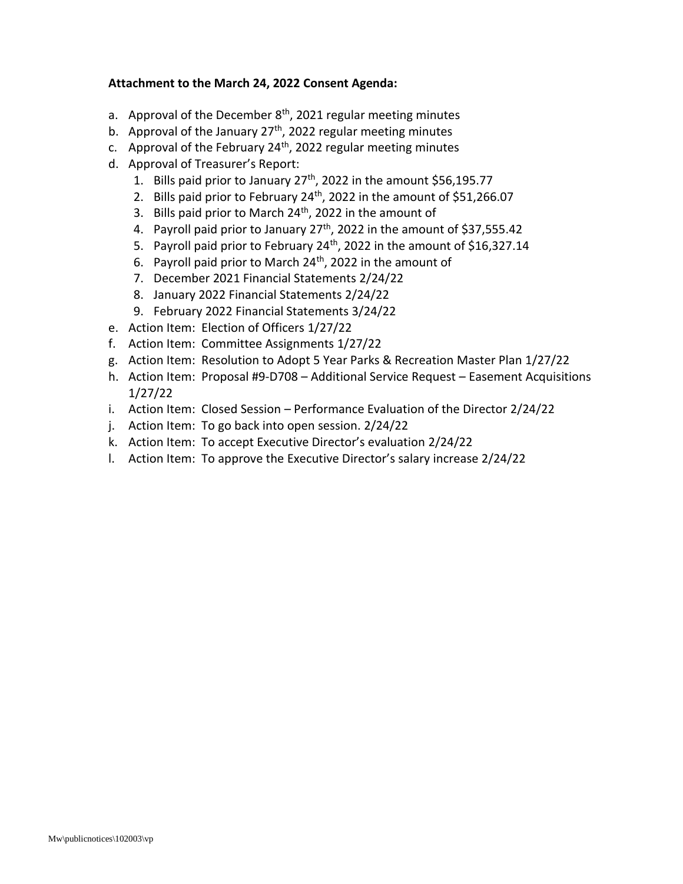**Attachment to the March 24, 2022 Consent Agenda:**

a. Approval of the December 8th, 2021 regular meeting minutes
b. Approval of the January 27th, 2022 regular meeting minutes
c. Approval of the February 24th, 2022 regular meeting minutes
d. Approval of Treasurer's Report:
    1. Bills paid prior to January 27th, 2022 in the amount $56,195.77
    2. Bills paid prior to February 24th, 2022 in the amount of $51,266.07
    3. Bills paid prior to March 24th, 2022 in the amount of
    4. Payroll paid prior to January 27th, 2022 in the amount of $37,555.42
    5. Payroll paid prior to February 24th, 2022 in the amount of $16,327.14
    6. Payroll paid prior to March 24th, 2022 in the amount of
    7. December 2021 Financial Statements 2/24/22
    8. January 2022 Financial Statements 2/24/22
    9. February 2022 Financial Statements 3/24/22
e. Action Item: Election of Officers 1/27/22
f. Action Item: Committee Assignments 1/27/22
g. Action Item: Resolution to Adopt 5 Year Parks & Recreation Master Plan 1/27/22
h. Action Item: Proposal #9-D708 – Additional Service Request – Easement Acquisitions 1/27/22
i. Action Item: Closed Session – Performance Evaluation of the Director 2/24/22
j. Action Item: To go back into open session. 2/24/22
k. Action Item: To accept Executive Director's evaluation 2/24/22
l. Action Item: To approve the Executive Director's salary increase 2/24/22

Mw\publicnotices\102003\vp